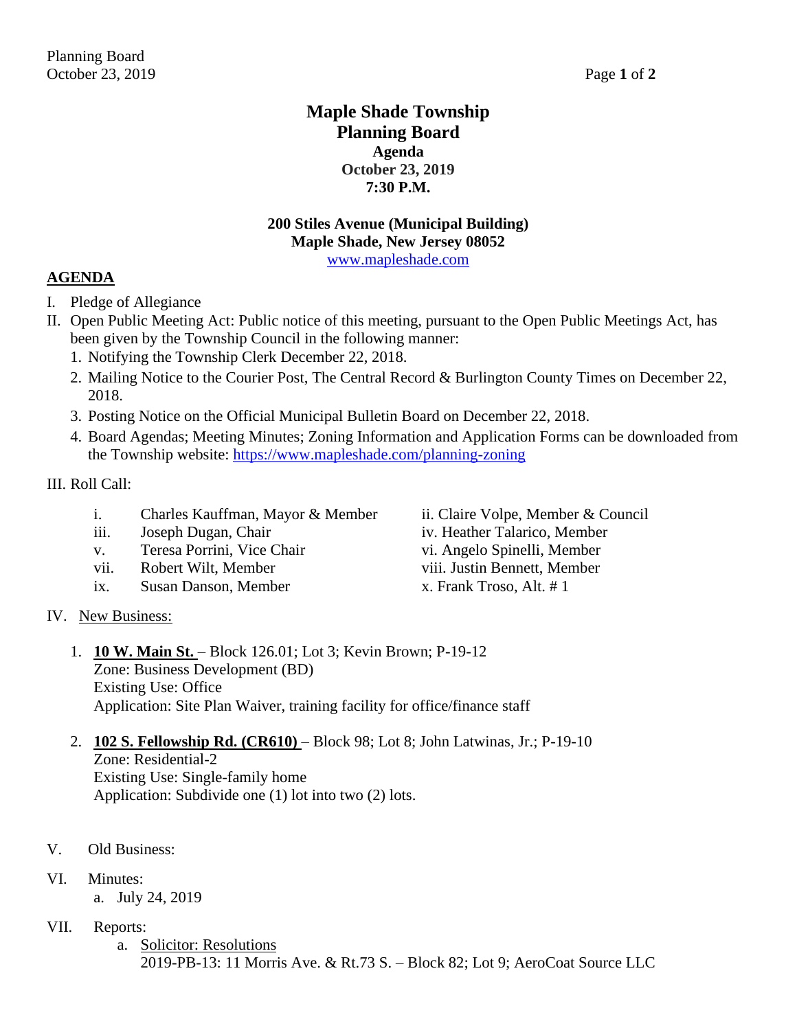# Maple Shade Township
# Planning Board
### Agenda
### October 23, 2019
### 7:30 P.M.

**200 Stiles Avenue (Municipal Building)**
**Maple Shade, New Jersey 08052**
www.mapleshade.com

## AGENDA

I. Pledge of Allegiance

II. Open Public Meeting Act: Public notice of this meeting, pursuant to the Open Public Meetings Act, has been given by the Township Council in the following manner:
   1. Notifying the Township Clerk December 22, 2018.
   2. Mailing Notice to the Courier Post, The Central Record & Burlington County Times on December 22, 2018.
   3. Posting Notice on the Official Municipal Bulletin Board on December 22, 2018.
   4. Board Agendas; Meeting Minutes; Zoning Information and Application Forms can be downloaded from the Township website: https://www.mapleshade.com/planning-zoning

III. Roll Call:

   i. Charles Kauffman, Mayor & Member
   ii. Claire Volpe, Member & Council
   iii. Joseph Dugan, Chair
   iv. Heather Talarico, Member
   v. Teresa Porrini, Vice Chair
   vi. Angelo Spinelli, Member
   vii. Robert Wilt, Member
   viii. Justin Bennett, Member
   ix. Susan Danson, Member
   x. Frank Troso, Alt. # 1

IV. New Business:

   1. **10 W. Main St.** – Block 126.01; Lot 3; Kevin Brown; P-19-12
      Zone: Business Development (BD)
      Existing Use: Office
      Application: Site Plan Waiver, training facility for office/finance staff

   2. **102 S. Fellowship Rd. (CR610)** – Block 98; Lot 8; John Latwinas, Jr.; P-19-10
      Zone: Residential-2
      Existing Use: Single-family home
      Application: Subdivide one (1) lot into two (2) lots.

V. Old Business:

VI. Minutes:
   a. July 24, 2019

VII. Reports:
   a. Solicitor: Resolutions
      2019-PB-13: 11 Morris Ave. & Rt.73 S. – Block 82; Lot 9; AeroCoat Source LLC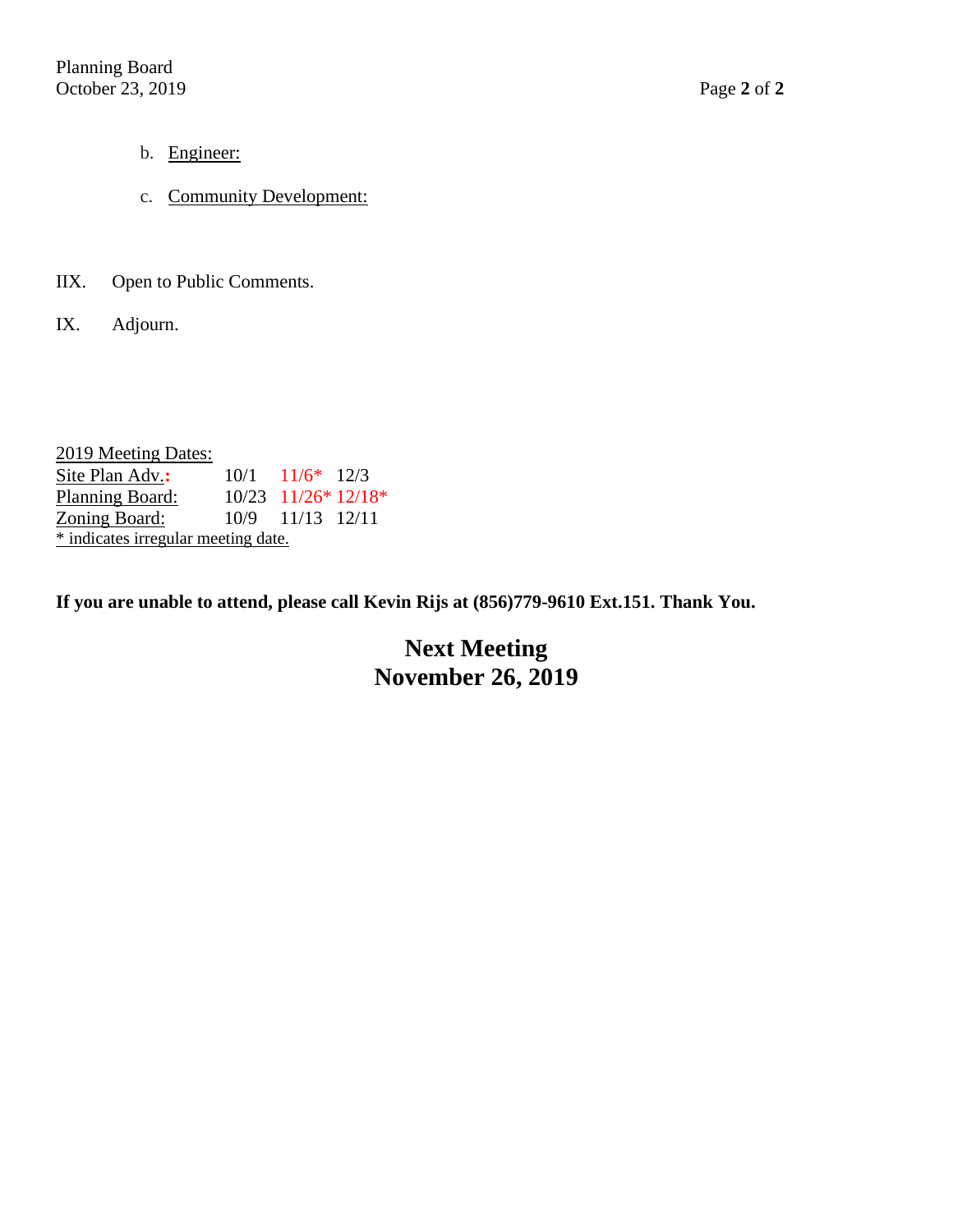b. Engineer:

c. Community Development:

IIX. Open to Public Comments.

IX. Adjourn.

2019 Meeting Dates:

| | | | |
|---|---|---|---|
| Site Plan Adv.: | 10/1 | 11/6* | 12/3 |
| Planning Board: | 10/23 | 11/26* | 12/18* |
| Zoning Board: | 10/9 | 11/13 | 12/11 |

* indicates irregular meeting date.

**If you are unable to attend, please call Kevin Rijs at (856)779-9610 Ext.151. Thank You.**

**Next Meeting**
**November 26, 2019**